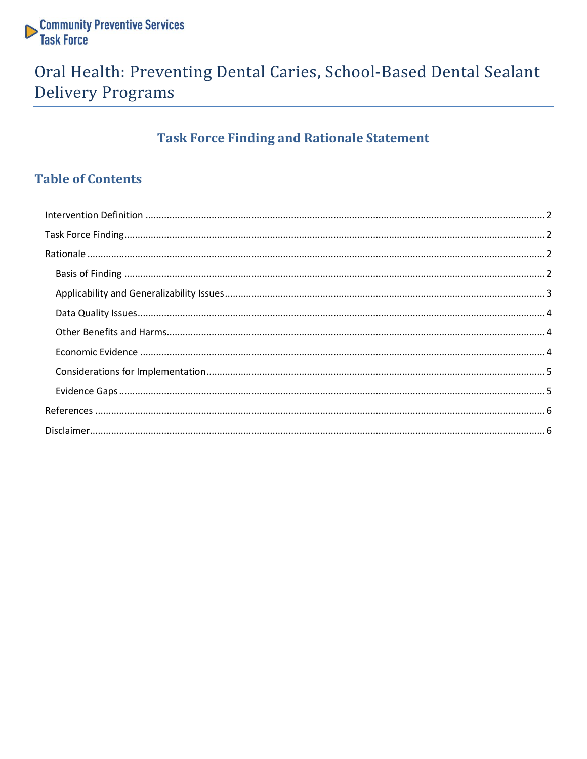Community Preventive Services Task Force

# Oral Health: Preventing Dental Caries, School-Based Dental Sealant Delivery Programs

## Task Force Finding and Rationale Statement

## Table of Contents

- Intervention Definition ..... 2
- Task Force Finding ..... 2
- Rationale ..... 2
  - Basis of Finding ..... 2
  - Applicability and Generalizability Issues ..... 3
  - Data Quality Issues ..... 4
  - Other Benefits and Harms ..... 4
  - Economic Evidence ..... 4
  - Considerations for Implementation ..... 5
  - Evidence Gaps ..... 5
- References ..... 6
- Disclaimer ..... 6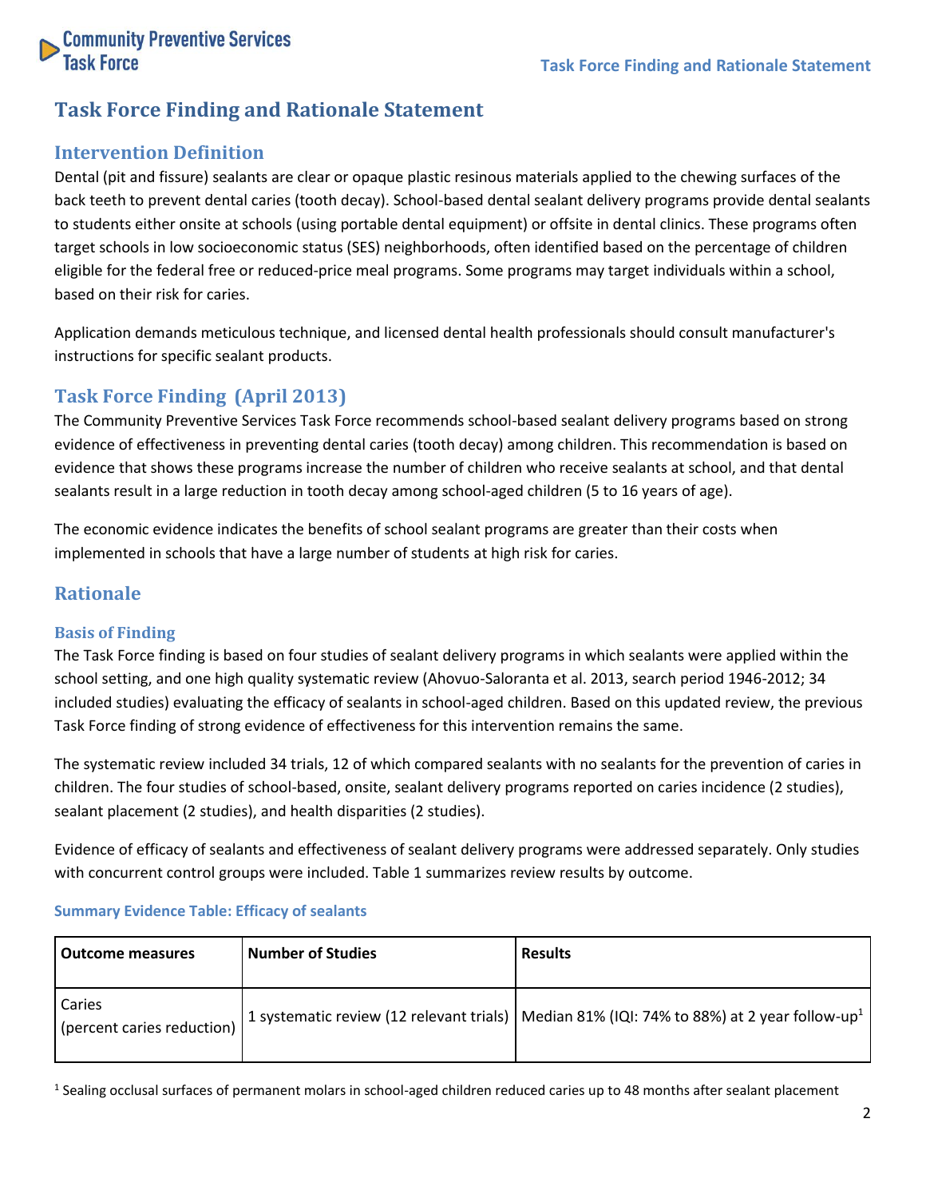# Task Force Finding and Rationale Statement

## Intervention Definition

Dental (pit and fissure) sealants are clear or opaque plastic resinous materials applied to the chewing surfaces of the back teeth to prevent dental caries (tooth decay). School-based dental sealant delivery programs provide dental sealants to students either onsite at schools (using portable dental equipment) or offsite in dental clinics. These programs often target schools in low socioeconomic status (SES) neighborhoods, often identified based on the percentage of children eligible for the federal free or reduced-price meal programs. Some programs may target individuals within a school, based on their risk for caries.

Application demands meticulous technique, and licensed dental health professionals should consult manufacturer's instructions for specific sealant products.

## Task Force Finding (April 2013)

The Community Preventive Services Task Force recommends school-based sealant delivery programs based on strong evidence of effectiveness in preventing dental caries (tooth decay) among children. This recommendation is based on evidence that shows these programs increase the number of children who receive sealants at school, and that dental sealants result in a large reduction in tooth decay among school-aged children (5 to 16 years of age).

The economic evidence indicates the benefits of school sealant programs are greater than their costs when implemented in schools that have a large number of students at high risk for caries.

## Rationale

### Basis of Finding

The Task Force finding is based on four studies of sealant delivery programs in which sealants were applied within the school setting, and one high quality systematic review (Ahovuo-Saloranta et al. 2013, search period 1946-2012; 34 included studies) evaluating the efficacy of sealants in school-aged children. Based on this updated review, the previous Task Force finding of strong evidence of effectiveness for this intervention remains the same.

The systematic review included 34 trials, 12 of which compared sealants with no sealants for the prevention of caries in children. The four studies of school-based, onsite, sealant delivery programs reported on caries incidence (2 studies), sealant placement (2 studies), and health disparities (2 studies).

Evidence of efficacy of sealants and effectiveness of sealant delivery programs were addressed separately. Only studies with concurrent control groups were included. Table 1 summarizes review results by outcome.

#### Summary Evidence Table: Efficacy of sealants

| Outcome measures | Number of Studies | Results |
|---|---|---|
| Caries (percent caries reduction) | 1 systematic review (12 relevant trials) | Median 81% (IQI: 74% to 88%) at 2 year follow-up[1] |

[1] Sealing occlusal surfaces of permanent molars in school-aged children reduced caries up to 48 months after sealant placement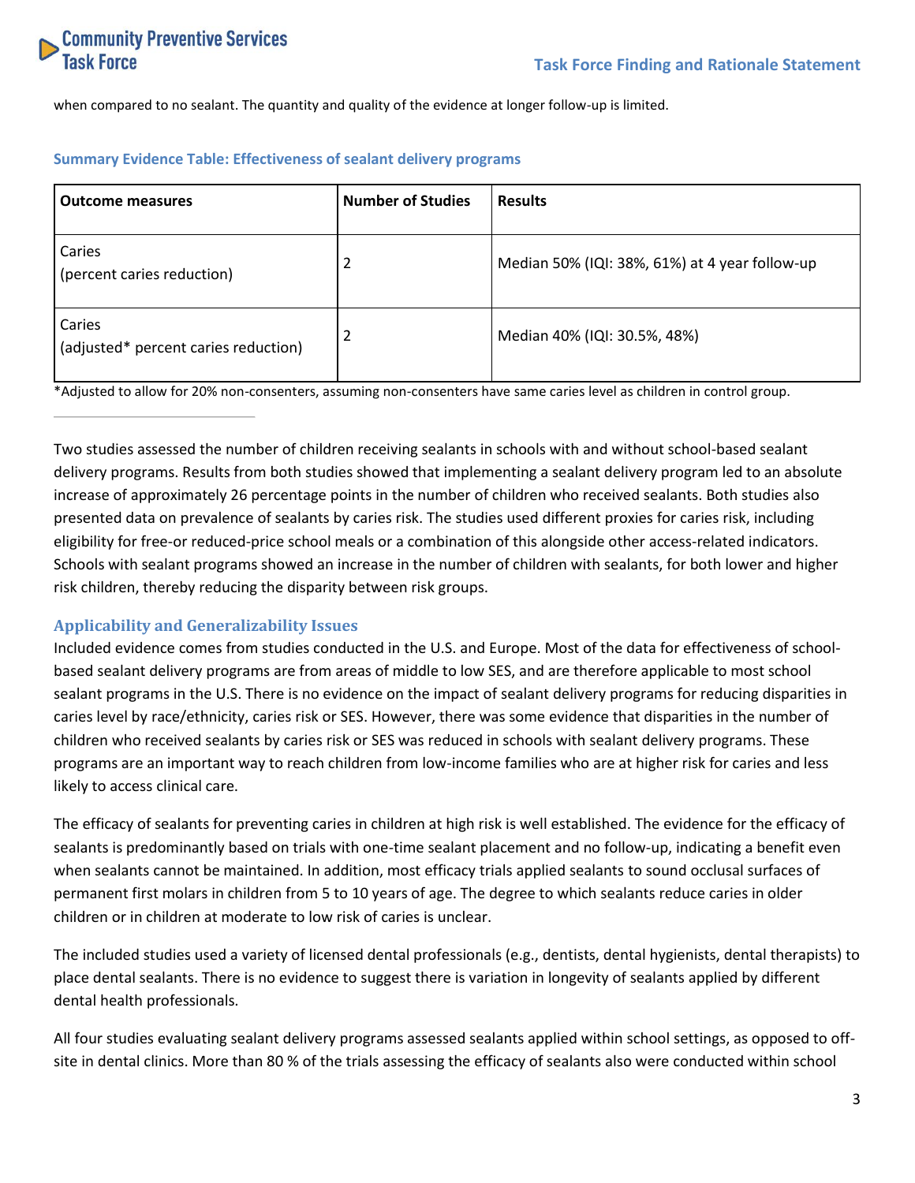when compared to no sealant. The quantity and quality of the evidence at longer follow-up is limited.

### Summary Evidence Table: Effectiveness of sealant delivery programs

| Outcome measures | Number of Studies | Results |
|---|---|---|
| Caries<br>(percent caries reduction) | 2 | Median 50% (IQI: 38%, 61%) at 4 year follow-up |
| Caries<br>(adjusted* percent caries reduction) | 2 | Median 40% (IQI: 30.5%, 48%) |

*Adjusted to allow for 20% non-consenters, assuming non-consenters have same caries level as children in control group.

Two studies assessed the number of children receiving sealants in schools with and without school-based sealant delivery programs. Results from both studies showed that implementing a sealant delivery program led to an absolute increase of approximately 26 percentage points in the number of children who received sealants. Both studies also presented data on prevalence of sealants by caries risk. The studies used different proxies for caries risk, including eligibility for free-or reduced-price school meals or a combination of this alongside other access-related indicators. Schools with sealant programs showed an increase in the number of children with sealants, for both lower and higher risk children, thereby reducing the disparity between risk groups.

## Applicability and Generalizability Issues

Included evidence comes from studies conducted in the U.S. and Europe. Most of the data for effectiveness of school-based sealant delivery programs are from areas of middle to low SES, and are therefore applicable to most school sealant programs in the U.S. There is no evidence on the impact of sealant delivery programs for reducing disparities in caries level by race/ethnicity, caries risk or SES. However, there was some evidence that disparities in the number of children who received sealants by caries risk or SES was reduced in schools with sealant delivery programs. These programs are an important way to reach children from low-income families who are at higher risk for caries and less likely to access clinical care.

The efficacy of sealants for preventing caries in children at high risk is well established. The evidence for the efficacy of sealants is predominantly based on trials with one-time sealant placement and no follow-up, indicating a benefit even when sealants cannot be maintained. In addition, most efficacy trials applied sealants to sound occlusal surfaces of permanent first molars in children from 5 to 10 years of age. The degree to which sealants reduce caries in older children or in children at moderate to low risk of caries is unclear.

The included studies used a variety of licensed dental professionals (e.g., dentists, dental hygienists, dental therapists) to place dental sealants. There is no evidence to suggest there is variation in longevity of sealants applied by different dental health professionals.

All four studies evaluating sealant delivery programs assessed sealants applied within school settings, as opposed to off-site in dental clinics. More than 80 % of the trials assessing the efficacy of sealants also were conducted within school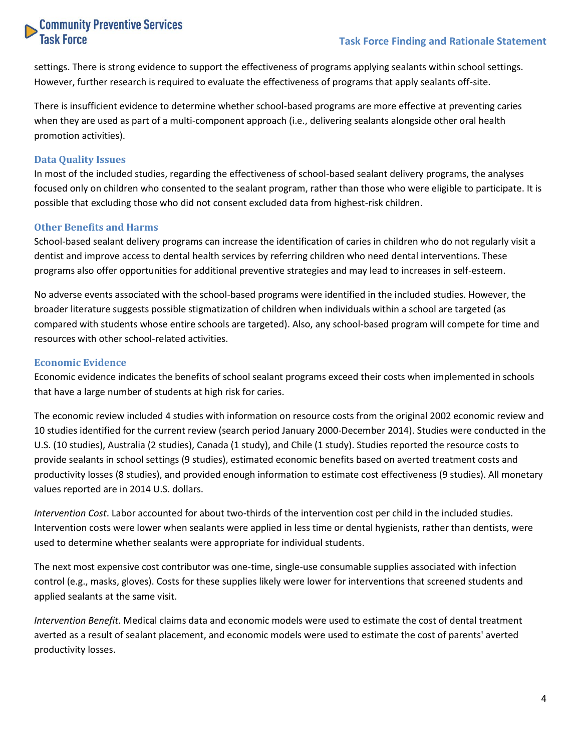settings. There is strong evidence to support the effectiveness of programs applying sealants within school settings. However, further research is required to evaluate the effectiveness of programs that apply sealants off-site.

There is insufficient evidence to determine whether school-based programs are more effective at preventing caries when they are used as part of a multi-component approach (i.e., delivering sealants alongside other oral health promotion activities).

### Data Quality Issues

In most of the included studies, regarding the effectiveness of school-based sealant delivery programs, the analyses focused only on children who consented to the sealant program, rather than those who were eligible to participate. It is possible that excluding those who did not consent excluded data from highest-risk children.

### Other Benefits and Harms

School-based sealant delivery programs can increase the identification of caries in children who do not regularly visit a dentist and improve access to dental health services by referring children who need dental interventions. These programs also offer opportunities for additional preventive strategies and may lead to increases in self-esteem.

No adverse events associated with the school-based programs were identified in the included studies. However, the broader literature suggests possible stigmatization of children when individuals within a school are targeted (as compared with students whose entire schools are targeted). Also, any school-based program will compete for time and resources with other school-related activities.

### Economic Evidence

Economic evidence indicates the benefits of school sealant programs exceed their costs when implemented in schools that have a large number of students at high risk for caries.

The economic review included 4 studies with information on resource costs from the original 2002 economic review and 10 studies identified for the current review (search period January 2000-December 2014). Studies were conducted in the U.S. (10 studies), Australia (2 studies), Canada (1 study), and Chile (1 study). Studies reported the resource costs to provide sealants in school settings (9 studies), estimated economic benefits based on averted treatment costs and productivity losses (8 studies), and provided enough information to estimate cost effectiveness (9 studies). All monetary values reported are in 2014 U.S. dollars.

*Intervention Cost*. Labor accounted for about two-thirds of the intervention cost per child in the included studies. Intervention costs were lower when sealants were applied in less time or dental hygienists, rather than dentists, were used to determine whether sealants were appropriate for individual students.

The next most expensive cost contributor was one-time, single-use consumable supplies associated with infection control (e.g., masks, gloves). Costs for these supplies likely were lower for interventions that screened students and applied sealants at the same visit.

*Intervention Benefit*. Medical claims data and economic models were used to estimate the cost of dental treatment averted as a result of sealant placement, and economic models were used to estimate the cost of parents' averted productivity losses.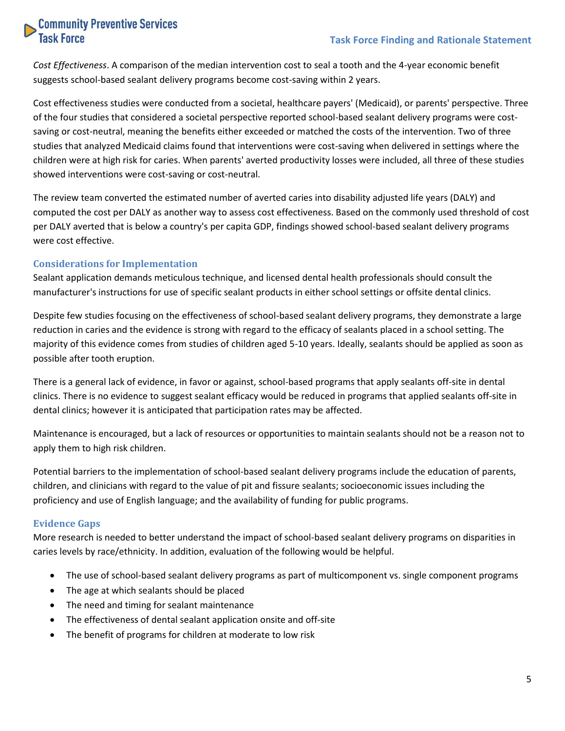*Cost Effectiveness*. A comparison of the median intervention cost to seal a tooth and the 4-year economic benefit suggests school-based sealant delivery programs become cost-saving within 2 years.

Cost effectiveness studies were conducted from a societal, healthcare payers' (Medicaid), or parents' perspective. Three of the four studies that considered a societal perspective reported school-based sealant delivery programs were cost-saving or cost-neutral, meaning the benefits either exceeded or matched the costs of the intervention. Two of three studies that analyzed Medicaid claims found that interventions were cost-saving when delivered in settings where the children were at high risk for caries. When parents' averted productivity losses were included, all three of these studies showed interventions were cost-saving or cost-neutral.

The review team converted the estimated number of averted caries into disability adjusted life years (DALY) and computed the cost per DALY as another way to assess cost effectiveness. Based on the commonly used threshold of cost per DALY averted that is below a country's per capita GDP, findings showed school-based sealant delivery programs were cost effective.

### Considerations for Implementation

Sealant application demands meticulous technique, and licensed dental health professionals should consult the manufacturer's instructions for use of specific sealant products in either school settings or offsite dental clinics.

Despite few studies focusing on the effectiveness of school-based sealant delivery programs, they demonstrate a large reduction in caries and the evidence is strong with regard to the efficacy of sealants placed in a school setting. The majority of this evidence comes from studies of children aged 5-10 years. Ideally, sealants should be applied as soon as possible after tooth eruption.

There is a general lack of evidence, in favor or against, school-based programs that apply sealants off-site in dental clinics. There is no evidence to suggest sealant efficacy would be reduced in programs that applied sealants off-site in dental clinics; however it is anticipated that participation rates may be affected.

Maintenance is encouraged, but a lack of resources or opportunities to maintain sealants should not be a reason not to apply them to high risk children.

Potential barriers to the implementation of school-based sealant delivery programs include the education of parents, children, and clinicians with regard to the value of pit and fissure sealants; socioeconomic issues including the proficiency and use of English language; and the availability of funding for public programs.

### Evidence Gaps

More research is needed to better understand the impact of school-based sealant delivery programs on disparities in caries levels by race/ethnicity. In addition, evaluation of the following would be helpful.

- The use of school-based sealant delivery programs as part of multicomponent vs. single component programs
- The age at which sealants should be placed
- The need and timing for sealant maintenance
- The effectiveness of dental sealant application onsite and off-site
- The benefit of programs for children at moderate to low risk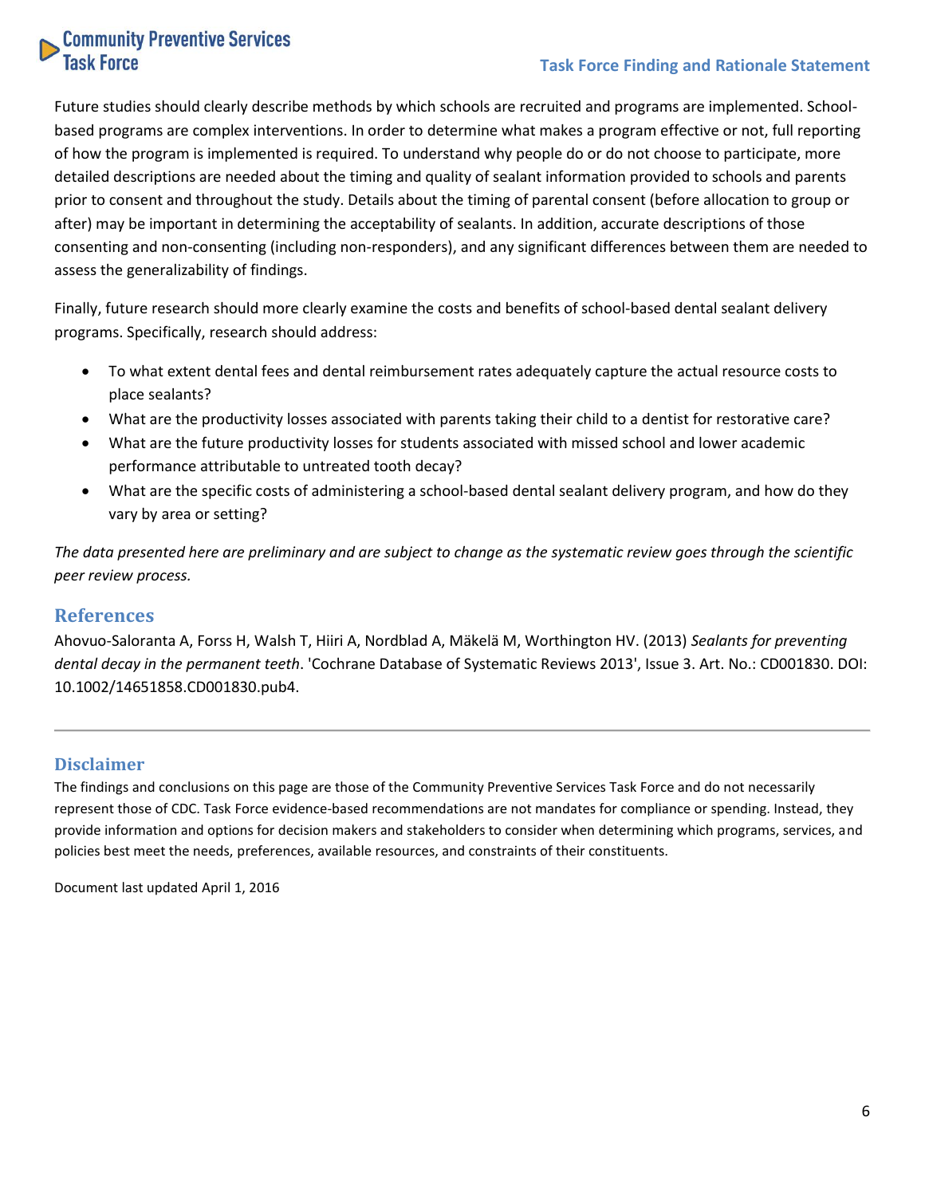Future studies should clearly describe methods by which schools are recruited and programs are implemented. School-based programs are complex interventions. In order to determine what makes a program effective or not, full reporting of how the program is implemented is required. To understand why people do or do not choose to participate, more detailed descriptions are needed about the timing and quality of sealant information provided to schools and parents prior to consent and throughout the study. Details about the timing of parental consent (before allocation to group or after) may be important in determining the acceptability of sealants. In addition, accurate descriptions of those consenting and non-consenting (including non-responders), and any significant differences between them are needed to assess the generalizability of findings.

Finally, future research should more clearly examine the costs and benefits of school-based dental sealant delivery programs. Specifically, research should address:

- To what extent dental fees and dental reimbursement rates adequately capture the actual resource costs to place sealants?
- What are the productivity losses associated with parents taking their child to a dentist for restorative care?
- What are the future productivity losses for students associated with missed school and lower academic performance attributable to untreated tooth decay?
- What are the specific costs of administering a school-based dental sealant delivery program, and how do they vary by area or setting?

*The data presented here are preliminary and are subject to change as the systematic review goes through the scientific peer review process.*

## References

Ahovuo-Saloranta A, Forss H, Walsh T, Hiiri A, Nordblad A, Mäkelä M, Worthington HV. (2013) *Sealants for preventing dental decay in the permanent teeth*. 'Cochrane Database of Systematic Reviews 2013', Issue 3. Art. No.: CD001830. DOI: 10.1002/14651858.CD001830.pub4.

---

## Disclaimer

The findings and conclusions on this page are those of the Community Preventive Services Task Force and do not necessarily represent those of CDC. Task Force evidence-based recommendations are not mandates for compliance or spending. Instead, they provide information and options for decision makers and stakeholders to consider when determining which programs, services, and policies best meet the needs, preferences, available resources, and constraints of their constituents.

Document last updated April 1, 2016